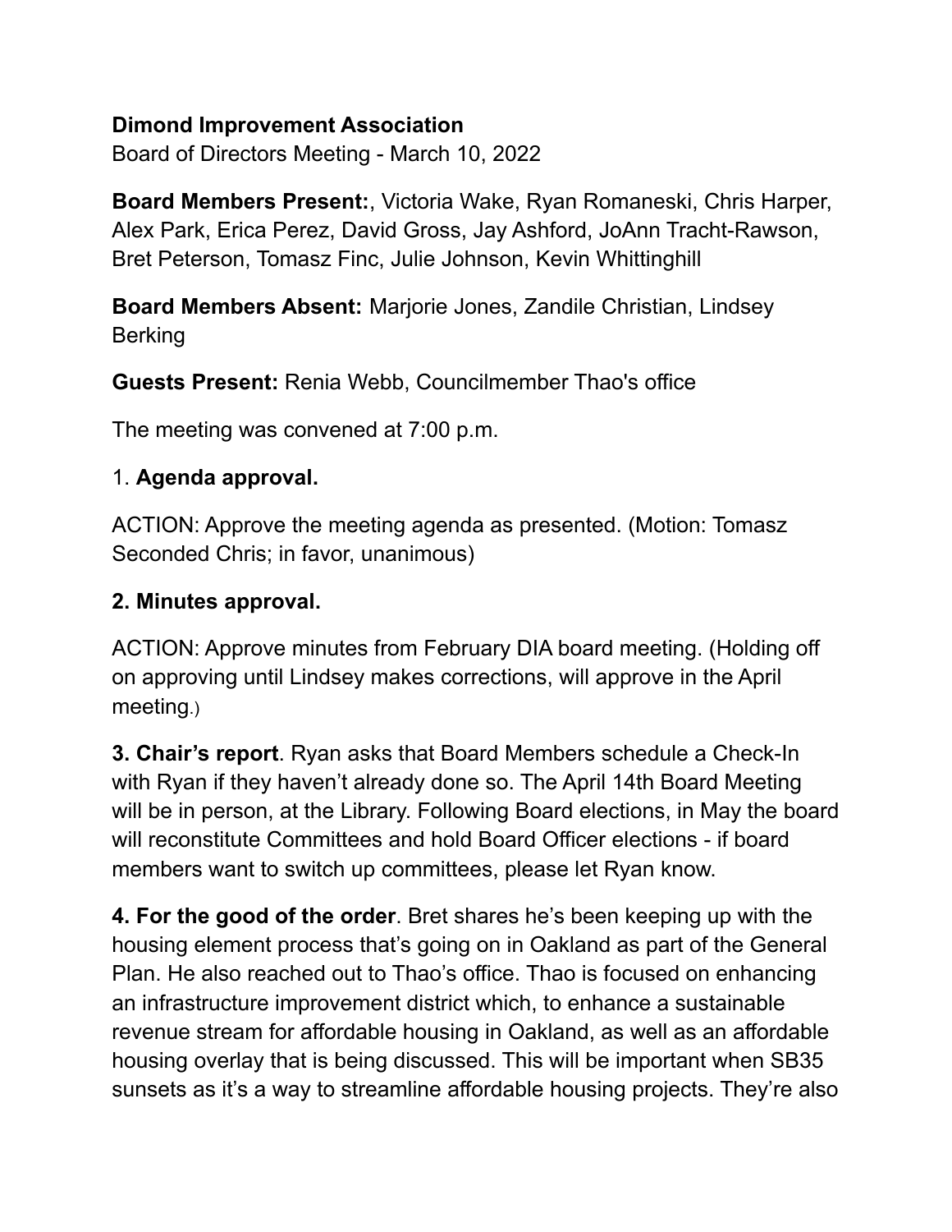**Dimond Improvement Association**

Board of Directors Meeting - March 10, 2022

**Board Members Present:**, Victoria Wake, Ryan Romaneski, Chris Harper, Alex Park, Erica Perez, David Gross, Jay Ashford, JoAnn Tracht-Rawson, Bret Peterson, Tomasz Finc, Julie Johnson, Kevin Whittinghill

**Board Members Absent:** Marjorie Jones, Zandile Christian, Lindsey Berking

**Guests Present:** Renia Webb, Councilmember Thao's office

The meeting was convened at 7:00 p.m.

1. **Agenda approval.**

ACTION: Approve the meeting agenda as presented. (Motion: Tomasz Seconded Chris; in favor, unanimous)

**2. Minutes approval.**

ACTION: Approve minutes from February DIA board meeting. (Holding off on approving until Lindsey makes corrections, will approve in the April meeting.)

**3. Chair's report**. Ryan asks that Board Members schedule a Check-In with Ryan if they haven't already done so. The April 14th Board Meeting will be in person, at the Library. Following Board elections, in May the board will reconstitute Committees and hold Board Officer elections - if board members want to switch up committees, please let Ryan know.

**4. For the good of the order**. Bret shares he's been keeping up with the housing element process that's going on in Oakland as part of the General Plan. He also reached out to Thao's office. Thao is focused on enhancing an infrastructure improvement district which, to enhance a sustainable revenue stream for affordable housing in Oakland, as well as an affordable housing overlay that is being discussed. This will be important when SB35 sunsets as it's a way to streamline affordable housing projects. They're also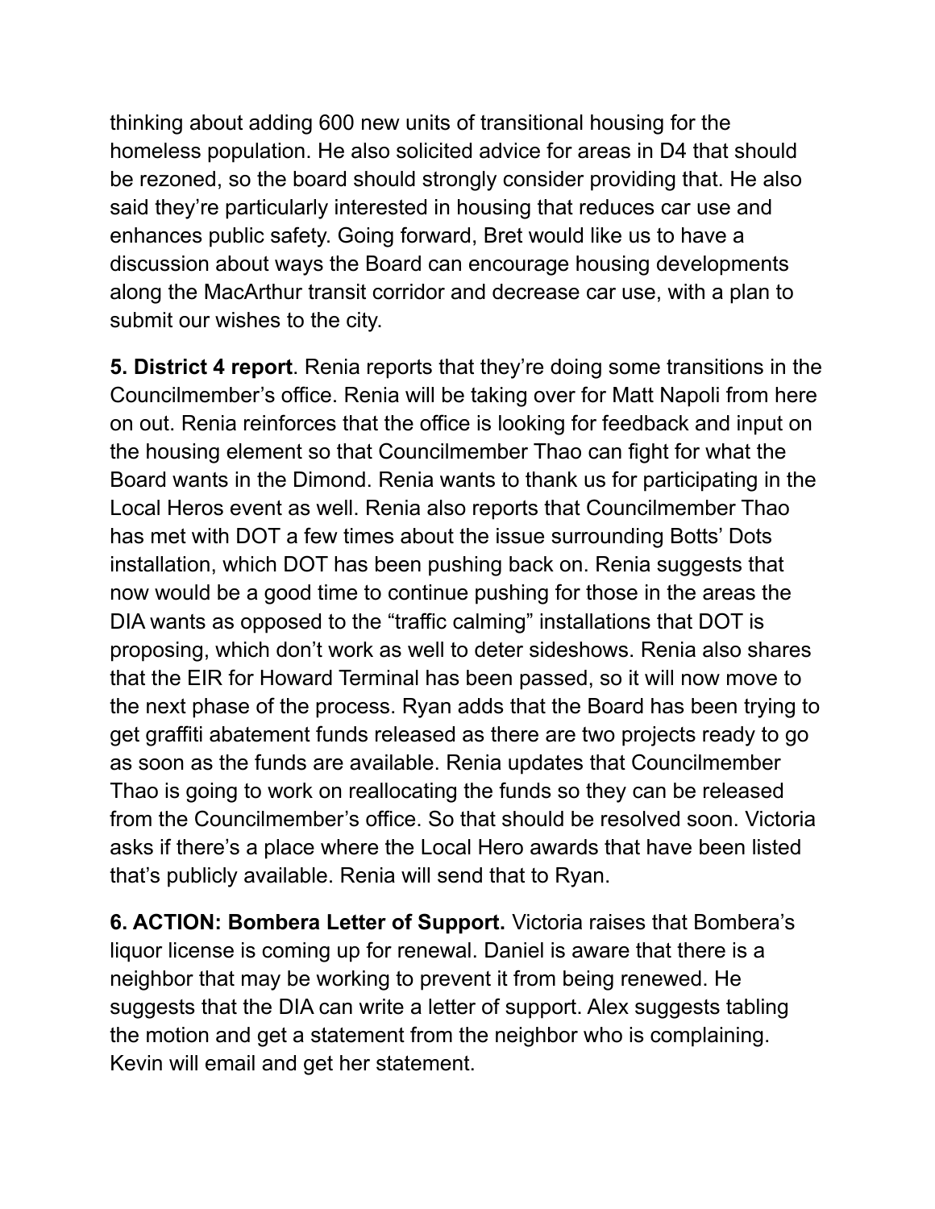thinking about adding 600 new units of transitional housing for the homeless population. He also solicited advice for areas in D4 that should be rezoned, so the board should strongly consider providing that. He also said they're particularly interested in housing that reduces car use and enhances public safety. Going forward, Bret would like us to have a discussion about ways the Board can encourage housing developments along the MacArthur transit corridor and decrease car use, with a plan to submit our wishes to the city.

**5. District 4 report**. Renia reports that they're doing some transitions in the Councilmember's office. Renia will be taking over for Matt Napoli from here on out. Renia reinforces that the office is looking for feedback and input on the housing element so that Councilmember Thao can fight for what the Board wants in the Dimond. Renia wants to thank us for participating in the Local Heros event as well. Renia also reports that Councilmember Thao has met with DOT a few times about the issue surrounding Botts' Dots installation, which DOT has been pushing back on. Renia suggests that now would be a good time to continue pushing for those in the areas the DIA wants as opposed to the "traffic calming" installations that DOT is proposing, which don't work as well to deter sideshows. Renia also shares that the EIR for Howard Terminal has been passed, so it will now move to the next phase of the process. Ryan adds that the Board has been trying to get graffiti abatement funds released as there are two projects ready to go as soon as the funds are available. Renia updates that Councilmember Thao is going to work on reallocating the funds so they can be released from the Councilmember's office. So that should be resolved soon. Victoria asks if there's a place where the Local Hero awards that have been listed that's publicly available. Renia will send that to Ryan.

**6. ACTION: Bombera Letter of Support.** Victoria raises that Bombera's liquor license is coming up for renewal. Daniel is aware that there is a neighbor that may be working to prevent it from being renewed. He suggests that the DIA can write a letter of support. Alex suggests tabling the motion and get a statement from the neighbor who is complaining. Kevin will email and get her statement.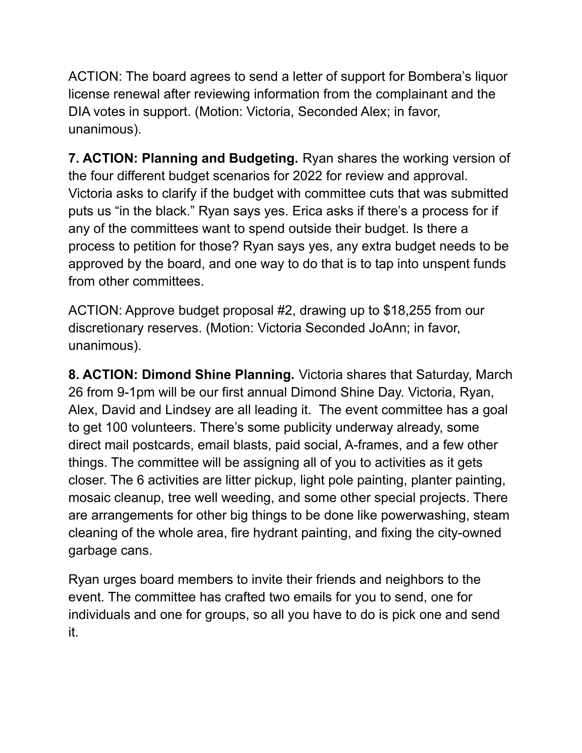ACTION: The board agrees to send a letter of support for Bombera's liquor license renewal after reviewing information from the complainant and the DIA votes in support. (Motion: Victoria, Seconded Alex; in favor, unanimous).

**7. ACTION: Planning and Budgeting.** Ryan shares the working version of the four different budget scenarios for 2022 for review and approval. Victoria asks to clarify if the budget with committee cuts that was submitted puts us "in the black." Ryan says yes. Erica asks if there's a process for if any of the committees want to spend outside their budget. Is there a process to petition for those? Ryan says yes, any extra budget needs to be approved by the board, and one way to do that is to tap into unspent funds from other committees.

ACTION: Approve budget proposal #2, drawing up to $18,255 from our discretionary reserves. (Motion: Victoria Seconded JoAnn; in favor, unanimous).

**8. ACTION: Dimond Shine Planning.** Victoria shares that Saturday, March 26 from 9-1pm will be our first annual Dimond Shine Day. Victoria, Ryan, Alex, David and Lindsey are all leading it. The event committee has a goal to get 100 volunteers. There's some publicity underway already, some direct mail postcards, email blasts, paid social, A-frames, and a few other things. The committee will be assigning all of you to activities as it gets closer. The 6 activities are litter pickup, light pole painting, planter painting, mosaic cleanup, tree well weeding, and some other special projects. There are arrangements for other big things to be done like powerwashing, steam cleaning of the whole area, fire hydrant painting, and fixing the city-owned garbage cans.

Ryan urges board members to invite their friends and neighbors to the event. The committee has crafted two emails for you to send, one for individuals and one for groups, so all you have to do is pick one and send it.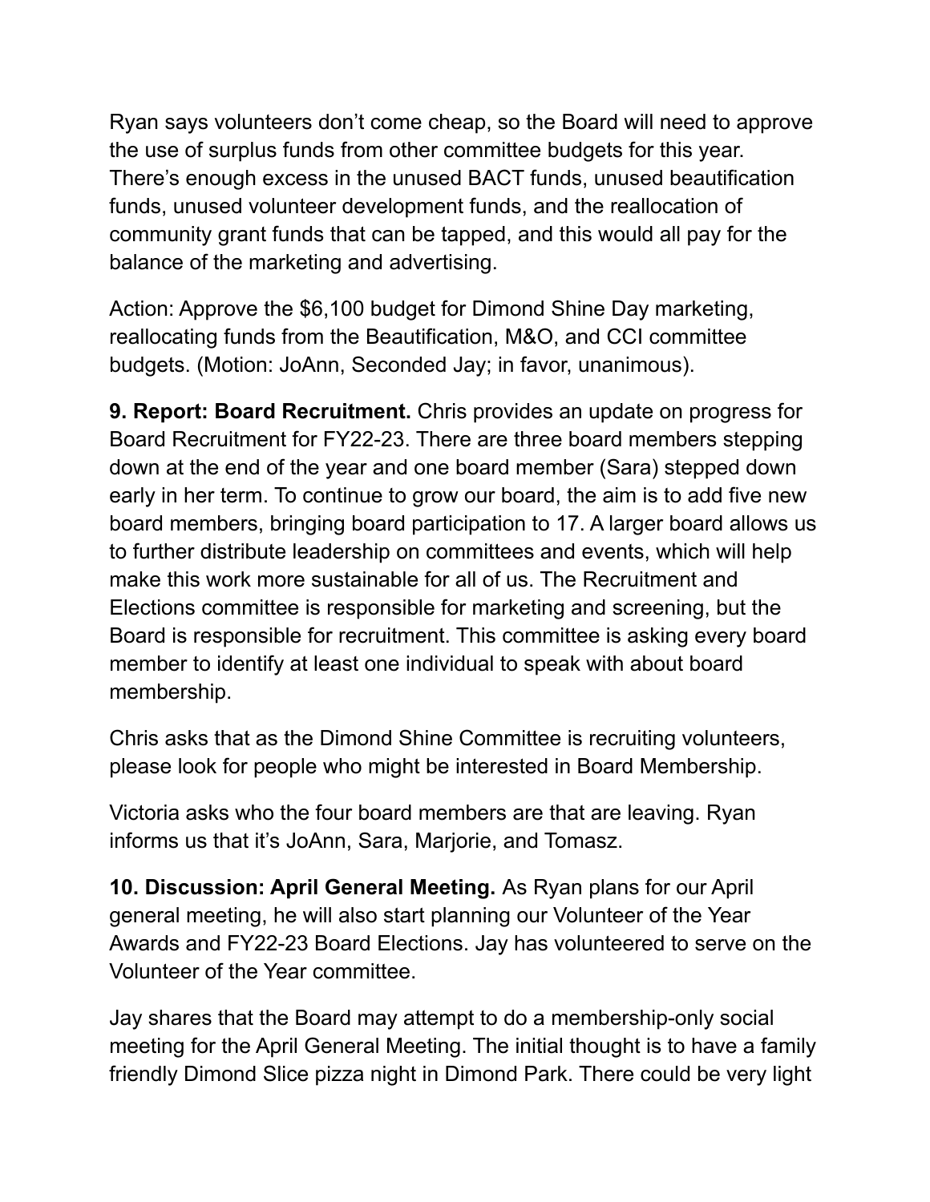Ryan says volunteers don't come cheap, so the Board will need to approve the use of surplus funds from other committee budgets for this year. There's enough excess in the unused BACT funds, unused beautification funds, unused volunteer development funds, and the reallocation of community grant funds that can be tapped, and this would all pay for the balance of the marketing and advertising.

Action: Approve the $6,100 budget for Dimond Shine Day marketing, reallocating funds from the Beautification, M&O, and CCI committee budgets. (Motion: JoAnn, Seconded Jay; in favor, unanimous).

**9. Report: Board Recruitment.** Chris provides an update on progress for Board Recruitment for FY22-23. There are three board members stepping down at the end of the year and one board member (Sara) stepped down early in her term. To continue to grow our board, the aim is to add five new board members, bringing board participation to 17. A larger board allows us to further distribute leadership on committees and events, which will help make this work more sustainable for all of us. The Recruitment and Elections committee is responsible for marketing and screening, but the Board is responsible for recruitment. This committee is asking every board member to identify at least one individual to speak with about board membership.

Chris asks that as the Dimond Shine Committee is recruiting volunteers, please look for people who might be interested in Board Membership.

Victoria asks who the four board members are that are leaving. Ryan informs us that it's JoAnn, Sara, Marjorie, and Tomasz.

**10. Discussion: April General Meeting.** As Ryan plans for our April general meeting, he will also start planning our Volunteer of the Year Awards and FY22-23 Board Elections. Jay has volunteered to serve on the Volunteer of the Year committee.

Jay shares that the Board may attempt to do a membership-only social meeting for the April General Meeting. The initial thought is to have a family friendly Dimond Slice pizza night in Dimond Park. There could be very light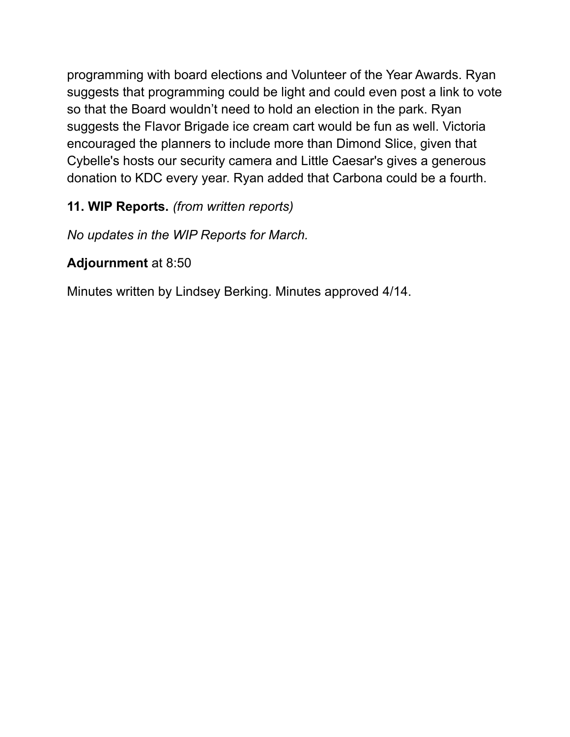programming with board elections and Volunteer of the Year Awards. Ryan suggests that programming could be light and could even post a link to vote so that the Board wouldn't need to hold an election in the park. Ryan suggests the Flavor Brigade ice cream cart would be fun as well. Victoria encouraged the planners to include more than Dimond Slice, given that Cybelle's hosts our security camera and Little Caesar's gives a generous donation to KDC every year. Ryan added that Carbona could be a fourth.

**11. WIP Reports.** *(from written reports)*

*No updates in the WIP Reports for March.*

**Adjournment** at 8:50

Minutes written by Lindsey Berking. Minutes approved 4/14.